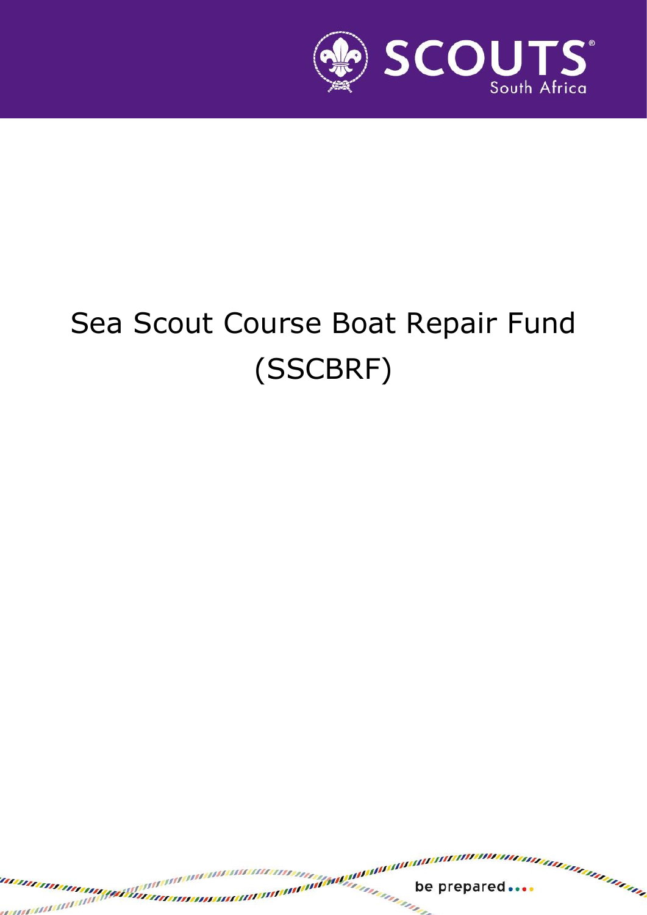# Sea Scout Course Boat Repair Fund (SSCBRF)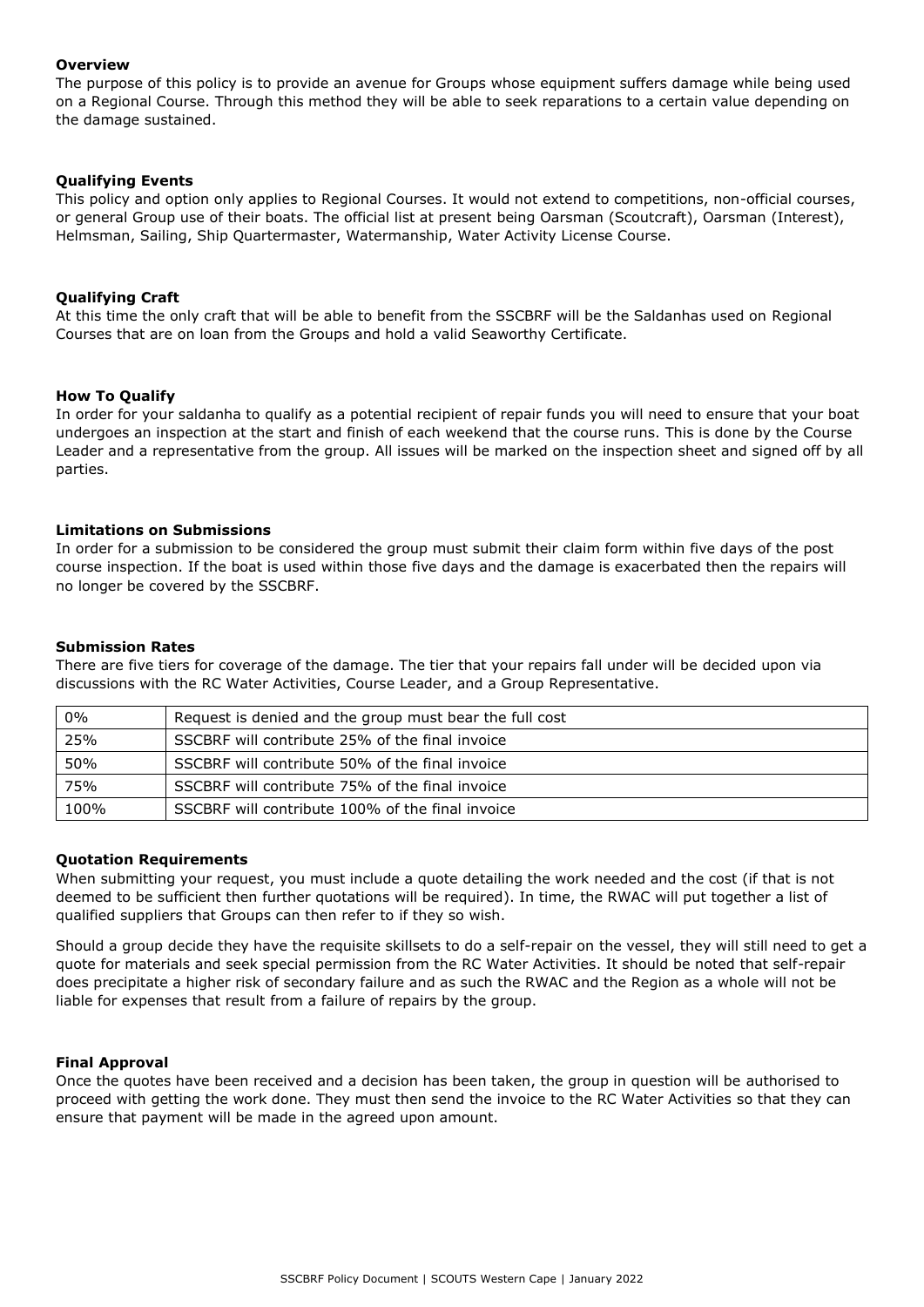**Overview**

The purpose of this policy is to provide an avenue for Groups whose equipment suffers damage while being used on a Regional Course. Through this method they will be able to seek reparations to a certain value depending on the damage sustained.

**Qualifying Events**

This policy and option only applies to Regional Courses. It would not extend to competitions, non-official courses, or general Group use of their boats. The official list at present being Oarsman (Scoutcraft), Oarsman (Interest), Helmsman, Sailing, Ship Quartermaster, Watermanship, Water Activity License Course.

**Qualifying Craft**

At this time the only craft that will be able to benefit from the SSCBRF will be the Saldanhas used on Regional Courses that are on loan from the Groups and hold a valid Seaworthy Certificate.

**How To Qualify**

In order for your saldanha to qualify as a potential recipient of repair funds you will need to ensure that your boat undergoes an inspection at the start and finish of each weekend that the course runs. This is done by the Course Leader and a representative from the group. All issues will be marked on the inspection sheet and signed off by all parties.

**Limitations on Submissions**

In order for a submission to be considered the group must submit their claim form within five days of the post course inspection. If the boat is used within those five days and the damage is exacerbated then the repairs will no longer be covered by the SSCBRF.

**Submission Rates**

There are five tiers for coverage of the damage. The tier that your repairs fall under will be decided upon via discussions with the RC Water Activities, Course Leader, and a Group Representative.

| | |
|---|---|
| 0% | Request is denied and the group must bear the full cost |
| 25% | SSCBRF will contribute 25% of the final invoice |
| 50% | SSCBRF will contribute 50% of the final invoice |
| 75% | SSCBRF will contribute 75% of the final invoice |
| 100% | SSCBRF will contribute 100% of the final invoice |

**Quotation Requirements**

When submitting your request, you must include a quote detailing the work needed and the cost (if that is not deemed to be sufficient then further quotations will be required). In time, the RWAC will put together a list of qualified suppliers that Groups can then refer to if they so wish.

Should a group decide they have the requisite skillsets to do a self-repair on the vessel, they will still need to get a quote for materials and seek special permission from the RC Water Activities. It should be noted that self-repair does precipitate a higher risk of secondary failure and as such the RWAC and the Region as a whole will not be liable for expenses that result from a failure of repairs by the group.

**Final Approval**

Once the quotes have been received and a decision has been taken, the group in question will be authorised to proceed with getting the work done. They must then send the invoice to the RC Water Activities so that they can ensure that payment will be made in the agreed upon amount.